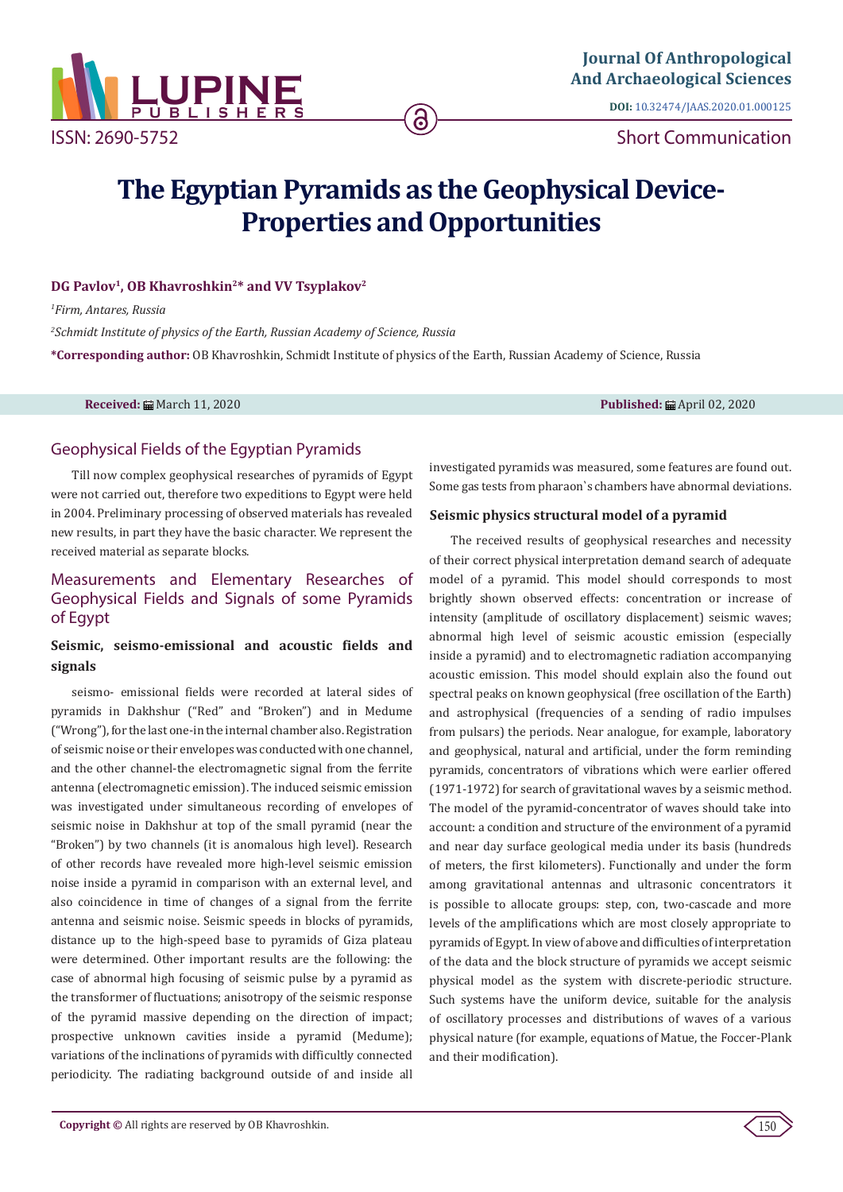Journal Of Anthropological And Archaeological Sciences

DOI: 10.32474/JAAS.2020.01.000125

ISSN: 2690-5752

Short Communication

# The Egyptian Pyramids as the Geophysical Device-Properties and Opportunities

**DG Pavlov[1], OB Khavroshkin[2]* and VV Tsyplakov[2]**

*[1]Firm, Antares, Russia*

*[2]Schmidt Institute of physics of the Earth, Russian Academy of Science, Russia*

**\*Corresponding author:** OB Khavroshkin, Schmidt Institute of physics of the Earth, Russian Academy of Science, Russia

**Received:** March 11, 2020 **Published:** April 02, 2020

## Geophysical Fields of the Egyptian Pyramids

Till now complex geophysical researches of pyramids of Egypt were not carried out, therefore two expeditions to Egypt were held in 2004. Preliminary processing of observed materials has revealed new results, in part they have the basic character. We represent the received material as separate blocks.

## Measurements and Elementary Researches of Geophysical Fields and Signals of some Pyramids of Egypt

### Seismic, seismo-emissional and acoustic fields and signals

seismo- emissional fields were recorded at lateral sides of pyramids in Dakhshur ("Red" and "Broken") and in Medume ("Wrong"), for the last one-in the internal chamber also. Registration of seismic noise or their envelopes was conducted with one channel, and the other channel-the electromagnetic signal from the ferrite antenna (electromagnetic emission). The induced seismic emission was investigated under simultaneous recording of envelopes of seismic noise in Dakhshur at top of the small pyramid (near the "Broken") by two channels (it is anomalous high level). Research of other records have revealed more high-level seismic emission noise inside a pyramid in comparison with an external level, and also coincidence in time of changes of a signal from the ferrite antenna and seismic noise. Seismic speeds in blocks of pyramids, distance up to the high-speed base to pyramids of Giza plateau were determined. Other important results are the following: the case of abnormal high focusing of seismic pulse by a pyramid as the transformer of fluctuations; anisotropy of the seismic response of the pyramid massive depending on the direction of impact; prospective unknown cavities inside a pyramid (Medume); variations of the inclinations of pyramids with difficultly connected periodicity. The radiating background outside of and inside all investigated pyramids was measured, some features are found out. Some gas tests from pharaon`s chambers have abnormal deviations.

### Seismic physics structural model of a pyramid

The received results of geophysical researches and necessity of their correct physical interpretation demand search of adequate model of a pyramid. This model should corresponds to most brightly shown observed effects: concentration or increase of intensity (amplitude of oscillatory displacement) seismic waves; abnormal high level of seismic acoustic emission (especially inside a pyramid) and to electromagnetic radiation accompanying acoustic emission. This model should explain also the found out spectral peaks on known geophysical (free oscillation of the Earth) and astrophysical (frequencies of a sending of radio impulses from pulsars) the periods. Near analogue, for example, laboratory and geophysical, natural and artificial, under the form reminding pyramids, concentrators of vibrations which were earlier offered (1971-1972) for search of gravitational waves by a seismic method. The model of the pyramid-concentrator of waves should take into account: a condition and structure of the environment of a pyramid and near day surface geological media under its basis (hundreds of meters, the first kilometers). Functionally and under the form among gravitational antennas and ultrasonic concentrators it is possible to allocate groups: step, con, two-cascade and more levels of the amplifications which are most closely appropriate to pyramids of Egypt. In view of above and difficulties of interpretation of the data and the block structure of pyramids we accept seismic physical model as the system with discrete-periodic structure. Such systems have the uniform device, suitable for the analysis of oscillatory processes and distributions of waves of a various physical nature (for example, equations of Matue, the Foccer-Plank and their modification).

**Copyright ©** All rights are reserved by OB Khavroshkin.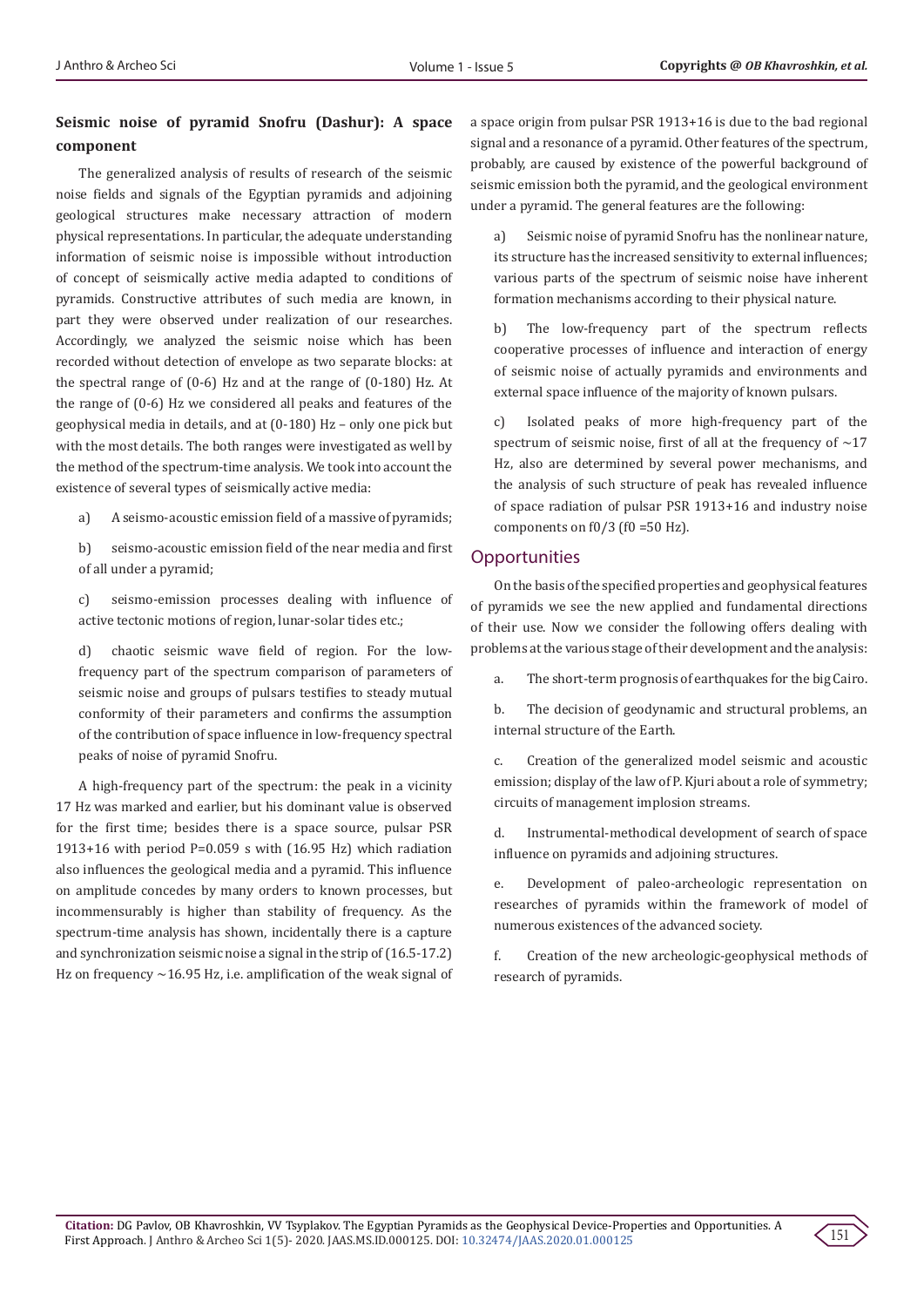### Seismic noise of pyramid Snofru (Dashur): A space component

The generalized analysis of results of research of the seismic noise fields and signals of the Egyptian pyramids and adjoining geological structures make necessary attraction of modern physical representations. In particular, the adequate understanding information of seismic noise is impossible without introduction of concept of seismically active media adapted to conditions of pyramids. Constructive attributes of such media are known, in part they were observed under realization of our researches. Accordingly, we analyzed the seismic noise which has been recorded without detection of envelope as two separate blocks: at the spectral range of (0-6) Hz and at the range of (0-180) Hz. At the range of (0-6) Hz we considered all peaks and features of the geophysical media in details, and at (0-180) Hz – only one pick but with the most details. The both ranges were investigated as well by the method of the spectrum-time analysis. We took into account the existence of several types of seismically active media:

a) A seismo-acoustic emission field of a massive of pyramids;

b) seismo-acoustic emission field of the near media and first of all under a pyramid;

c) seismo-emission processes dealing with influence of active tectonic motions of region, lunar-solar tides etc.;

d) chaotic seismic wave field of region. For the low-frequency part of the spectrum comparison of parameters of seismic noise and groups of pulsars testifies to steady mutual conformity of their parameters and confirms the assumption of the contribution of space influence in low-frequency spectral peaks of noise of pyramid Snofru.

A high-frequency part of the spectrum: the peak in a vicinity 17 Hz was marked and earlier, but his dominant value is observed for the first time; besides there is a space source, pulsar PSR 1913+16 with period P=0.059 s with (16.95 Hz) which radiation also influences the geological media and a pyramid. This influence on amplitude concedes by many orders to known processes, but incommensurably is higher than stability of frequency. As the spectrum-time analysis has shown, incidentally there is a capture and synchronization seismic noise a signal in the strip of (16.5-17.2) Hz on frequency ~16.95 Hz, i.e. amplification of the weak signal of a space origin from pulsar PSR 1913+16 is due to the bad regional signal and a resonance of a pyramid. Other features of the spectrum, probably, are caused by existence of the powerful background of seismic emission both the pyramid, and the geological environment under a pyramid. The general features are the following:

a) Seismic noise of pyramid Snofru has the nonlinear nature, its structure has the increased sensitivity to external influences; various parts of the spectrum of seismic noise have inherent formation mechanisms according to their physical nature.

b) The low-frequency part of the spectrum reflects cooperative processes of influence and interaction of energy of seismic noise of actually pyramids and environments and external space influence of the majority of known pulsars.

c) Isolated peaks of more high-frequency part of the spectrum of seismic noise, first of all at the frequency of ~17 Hz, also are determined by several power mechanisms, and the analysis of such structure of peak has revealed influence of space radiation of pulsar PSR 1913+16 and industry noise components on $f_0/3$ ($f_0$ =50 Hz).

## Opportunities

On the basis of the specified properties and geophysical features of pyramids we see the new applied and fundamental directions of their use. Now we consider the following offers dealing with problems at the various stage of their development and the analysis:

a. The short-term prognosis of earthquakes for the big Cairo.

b. The decision of geodynamic and structural problems, an internal structure of the Earth.

c. Creation of the generalized model seismic and acoustic emission; display of the law of P. Kjuri about a role of symmetry; circuits of management implosion streams.

d. Instrumental-methodical development of search of space influence on pyramids and adjoining structures.

e. Development of paleo-archeologic representation on researches of pyramids within the framework of model of numerous existences of the advanced society.

f. Creation of the new archeologic-geophysical methods of research of pyramids.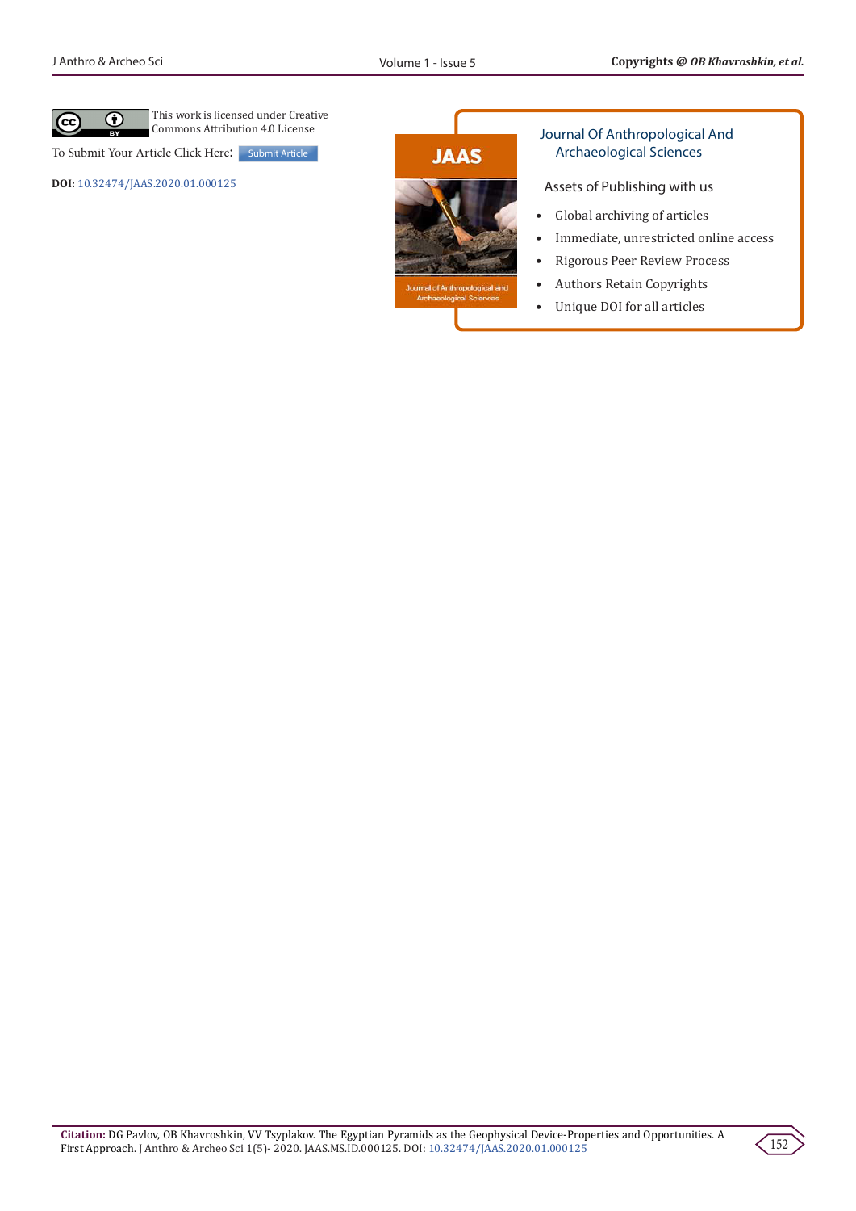This work is licensed under Creative Commons Attribution 4.0 License

To Submit Your Article Click Here: Submit Article

**DOI:** 10.32474/JAAS.2020.01.000125

JAAS

Journal of Anthropological and Archaeological Sciences

Journal Of Anthropological And Archaeological Sciences

Assets of Publishing with us

- Global archiving of articles
- Immediate, unrestricted online access
- Rigorous Peer Review Process
- Authors Retain Copyrights
- Unique DOI for all articles

**Citation:** DG Pavlov, OB Khavroshkin, VV Tsyplakov. The Egyptian Pyramids as the Geophysical Device-Properties and Opportunities. A First Approach. J Anthro & Archeo Sci 1(5)- 2020. JAAS.MS.ID.000125. DOI: 10.32474/JAAS.2020.01.000125